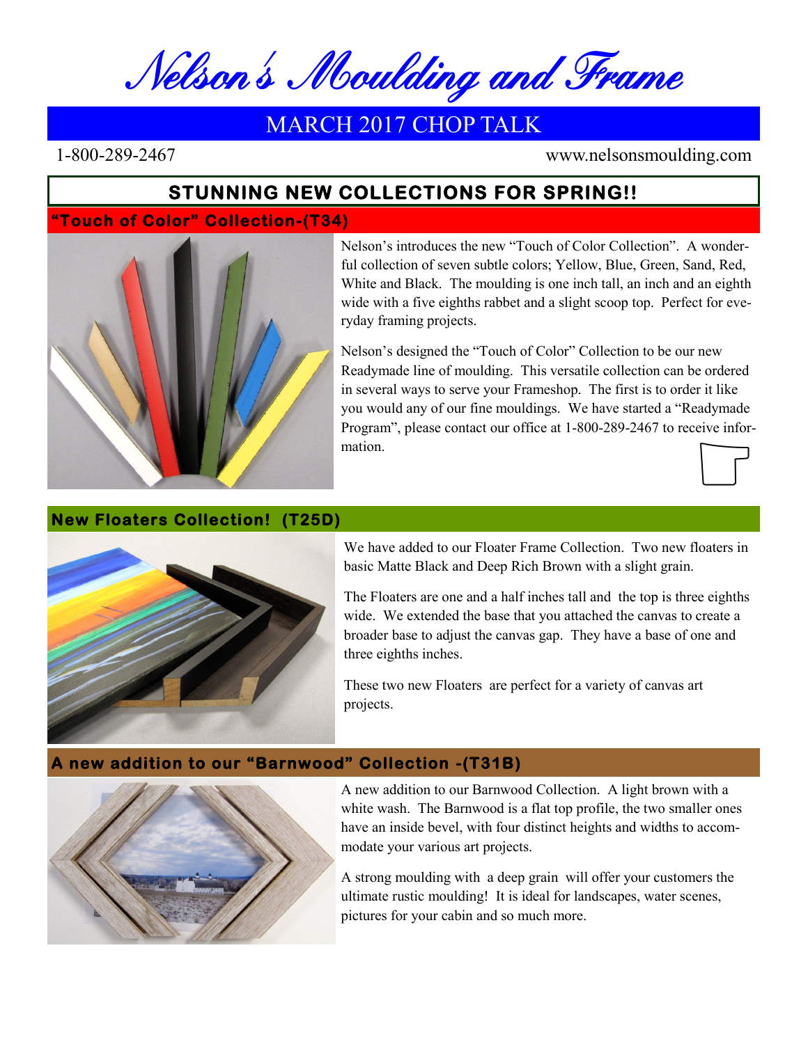# Nelson's Moulding and Frame

## MARCH 2017 CHOP TALK

1-800-289-2467 www.nelsonsmoulding.com

## STUNNING NEW COLLECTIONS FOR SPRING!!

### "Touch of Color" Collection-(T34)

Nelson's introduces the new "Touch of Color Collection". A wonderful collection of seven subtle colors; Yellow, Blue, Green, Sand, Red, White and Black. The moulding is one inch tall, an inch and an eighth wide with a five eighths rabbet and a slight scoop top. Perfect for everyday framing projects.

Nelson's designed the "Touch of Color" Collection to be our new Readymade line of moulding. This versatile collection can be ordered in several ways to serve your Frameshop. The first is to order it like you would any of our fine mouldings. We have started a "Readymade Program", please contact our office at 1-800-289-2467 to receive information.

### New Floaters Collection! (T25D)

We have added to our Floater Frame Collection. Two new floaters in basic Matte Black and Deep Rich Brown with a slight grain.

The Floaters are one and a half inches tall and the top is three eighths wide. We extended the base that you attached the canvas to create a broader base to adjust the canvas gap. They have a base of one and three eighths inches.

These two new Floaters are perfect for a variety of canvas art projects.

### A new addition to our "Barnwood" Collection -(T31B)

A new addition to our Barnwood Collection. A light brown with a white wash. The Barnwood is a flat top profile, the two smaller ones have an inside bevel, with four distinct heights and widths to accommodate your various art projects.

A strong moulding with a deep grain will offer your customers the ultimate rustic moulding! It is ideal for landscapes, water scenes, pictures for your cabin and so much more.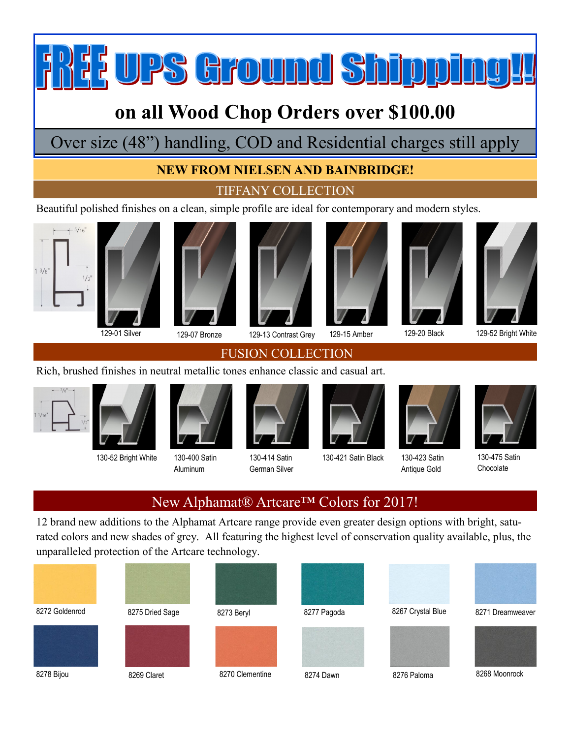# FREE UPS Ground Shipping!!

## on all Wood Chop Orders over $100.00

Over size (48") handling, COD and Residential charges still apply

**NEW FROM NIELSEN AND BAINBRIDGE!**

## TIFFANY COLLECTION

Beautiful polished finishes on a clean, simple profile are ideal for contemporary and modern styles.

5/16"
1 3/8"
1/2"

129-01 Silver

129-07 Bronze

129-13 Contrast Grey

129-15 Amber

129-20 Black

129-52 Bright White

## FUSION COLLECTION

Rich, brushed finishes in neutral metallic tones enhance classic and casual art.

7/8"
1 1/16"
1/2"

130-52 Bright White

130-400 Satin Aluminum

130-414 Satin German Silver

130-421 Satin Black

130-423 Satin Antique Gold

130-475 Satin Chocolate

## New Alphamat® Artcare™ Colors for 2017!

12 brand new additions to the Alphamat Artcare range provide even greater design options with bright, saturated colors and new shades of grey. All featuring the highest level of conservation quality available, plus, the unparalleled protection of the Artcare technology.

8272 Goldenrod

8275 Dried Sage

8273 Beryl

8277 Pagoda

8267 Crystal Blue

8271 Dreamweaver

8278 Bijou

8269 Claret

8270 Clementine

8274 Dawn

8276 Paloma

8268 Moonrock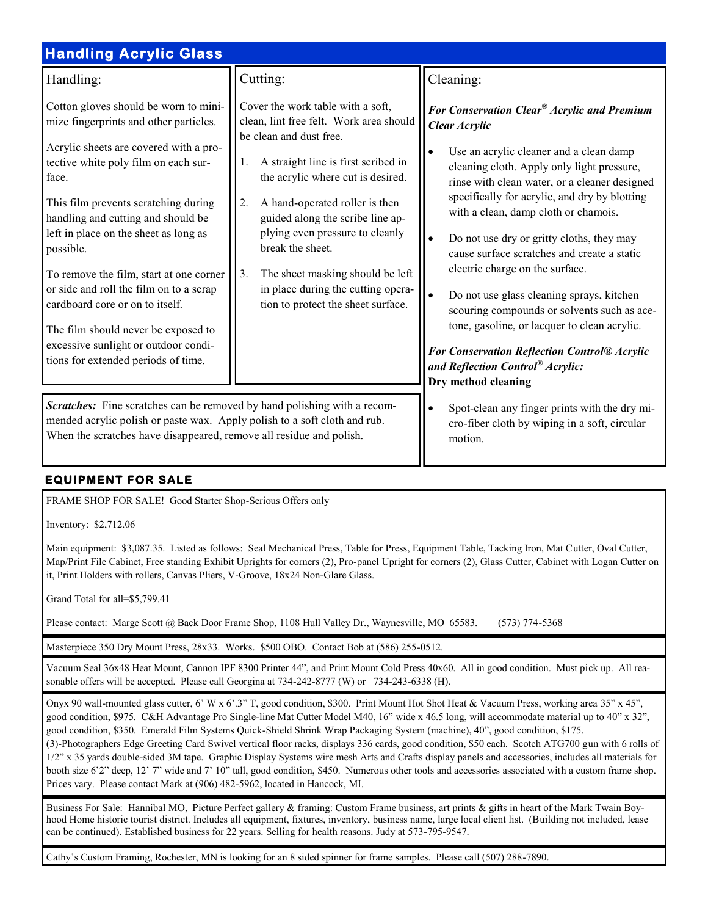## Handling Acrylic Glass

### Handling:

Cotton gloves should be worn to minimize fingerprints and other particles.

Acrylic sheets are covered with a protective white poly film on each surface.

This film prevents scratching during handling and cutting and should be left in place on the sheet as long as possible.

To remove the film, start at one corner or side and roll the film on to a scrap cardboard core or on to itself.

The film should never be exposed to excessive sunlight or outdoor conditions for extended periods of time.

### Cutting:

Cover the work table with a soft, clean, lint free felt. Work area should be clean and dust free.

1. A straight line is first scribed in the acrylic where cut is desired.
2. A hand-operated roller is then guided along the scribe line applying even pressure to cleanly break the sheet.
3. The sheet masking should be left in place during the cutting operation to protect the sheet surface.

### Cleaning:

***For Conservation Clear® Acrylic and Premium Clear Acrylic***

- Use an acrylic cleaner and a clean damp cleaning cloth. Apply only light pressure, rinse with clean water, or a cleaner designed specifically for acrylic, and dry by blotting with a clean, damp cloth or chamois.
- Do not use dry or gritty cloths, they may cause surface scratches and create a static electric charge on the surface.
- Do not use glass cleaning sprays, kitchen scouring compounds or solvents such as acetone, gasoline, or lacquer to clean acrylic.

***For Conservation Reflection Control® Acrylic and Reflection Control® Acrylic:***
**Dry method cleaning**

- Spot-clean any finger prints with the dry micro-fiber cloth by wiping in a soft, circular motion.

***Scratches:*** Fine scratches can be removed by hand polishing with a recommended acrylic polish or paste wax. Apply polish to a soft cloth and rub. When the scratches have disappeared, remove all residue and polish.

## EQUIPMENT FOR SALE

FRAME SHOP FOR SALE! Good Starter Shop-Serious Offers only

Inventory: $2,712.06

Main equipment: $3,087.35. Listed as follows: Seal Mechanical Press, Table for Press, Equipment Table, Tacking Iron, Mat Cutter, Oval Cutter, Map/Print File Cabinet, Free standing Exhibit Uprights for corners (2), Pro-panel Upright for corners (2), Glass Cutter, Cabinet with Logan Cutter on it, Print Holders with rollers, Canvas Pliers, V-Groove, 18x24 Non-Glare Glass.

Grand Total for all=$5,799.41

Please contact: Marge Scott @ Back Door Frame Shop, 1108 Hull Valley Dr., Waynesville, MO 65583. (573) 774-5368

---

Masterpiece 350 Dry Mount Press, 28x33. Works. $500 OBO. Contact Bob at (586) 255-0512.

---

Vacuum Seal 36x48 Heat Mount, Cannon IPF 8300 Printer 44", and Print Mount Cold Press 40x60. All in good condition. Must pick up. All reasonable offers will be accepted. Please call Georgina at 734-242-8777 (W) or 734-243-6338 (H).

---

Onyx 90 wall-mounted glass cutter, 6' W x 6'.3" T, good condition, $300. Print Mount Hot Shot Heat & Vacuum Press, working area 35" x 45", good condition, $975. C&H Advantage Pro Single-line Mat Cutter Model M40, 16" wide x 46.5 long, will accommodate material up to 40" x 32", good condition, $350. Emerald Film Systems Quick-Shield Shrink Wrap Packaging System (machine), 40", good condition, $175. (3)-Photographers Edge Greeting Card Swivel vertical floor racks, displays 336 cards, good condition, $50 each. Scotch ATG700 gun with 6 rolls of 1/2" x 35 yards double-sided 3M tape. Graphic Display Systems wire mesh Arts and Crafts display panels and accessories, includes all materials for booth size 6'2" deep, 12' 7" wide and 7' 10" tall, good condition, $450. Numerous other tools and accessories associated with a custom frame shop. Prices vary. Please contact Mark at (906) 482-5962, located in Hancock, MI.

---

Business For Sale: Hannibal MO, Picture Perfect gallery & framing: Custom Frame business, art prints & gifts in heart of the Mark Twain Boyhood Home historic tourist district. Includes all equipment, fixtures, inventory, business name, large local client list. (Building not included, lease can be continued). Established business for 22 years. Selling for health reasons. Judy at 573-795-9547.

---

Cathy's Custom Framing, Rochester, MN is looking for an 8 sided spinner for frame samples. Please call (507) 288-7890.